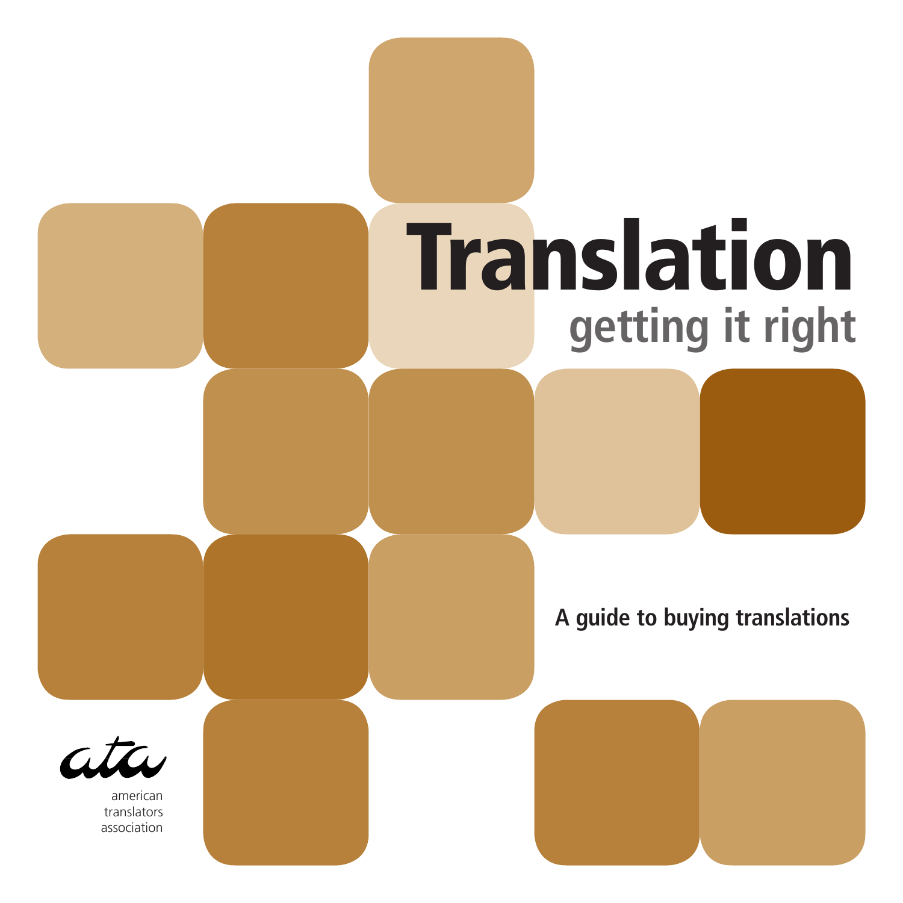# Translation

## getting it right

**A guide to buying translations**

ata

american translators association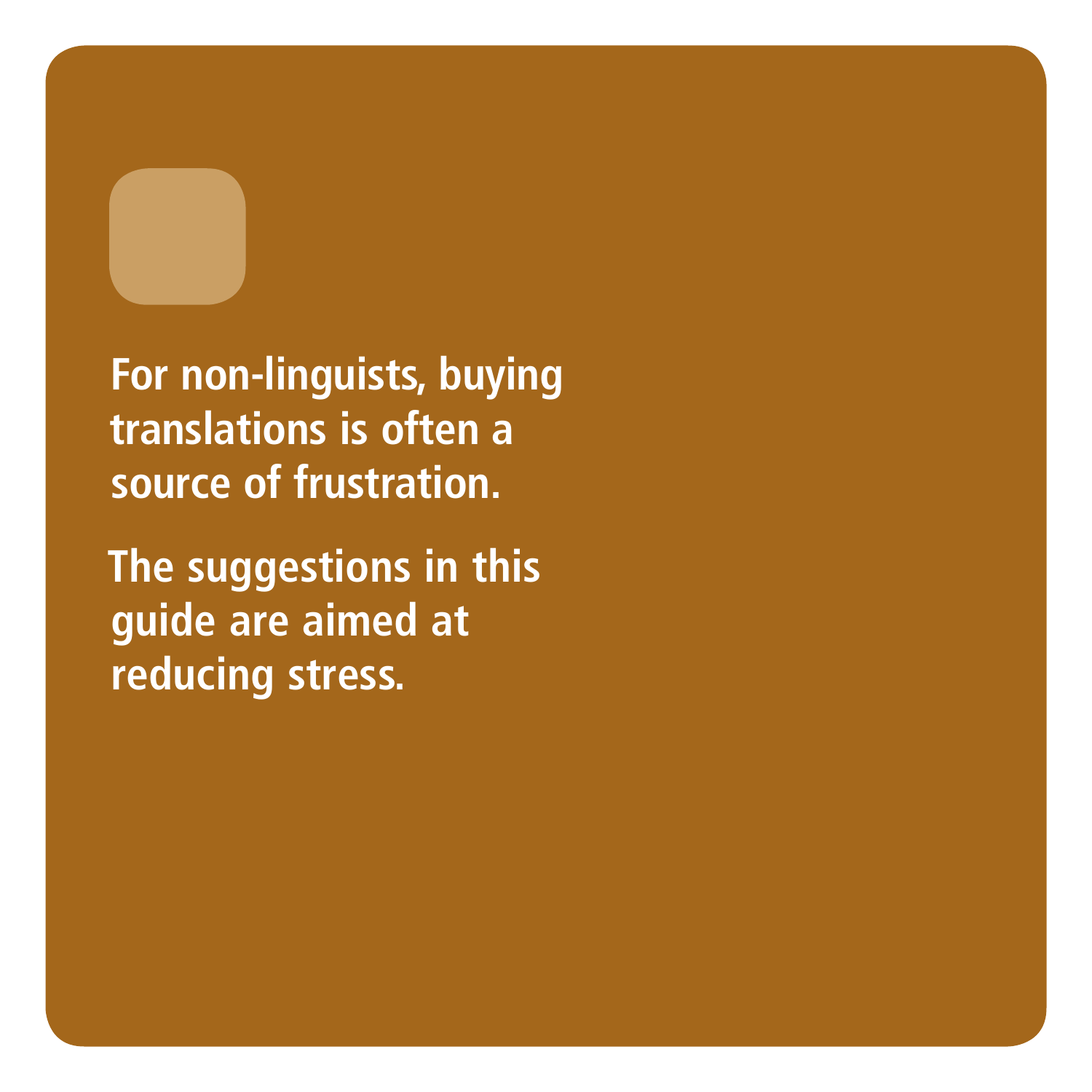**For non-linguists, buying translations is often a source of frustration.**

**The suggestions in this guide are aimed at reducing stress.**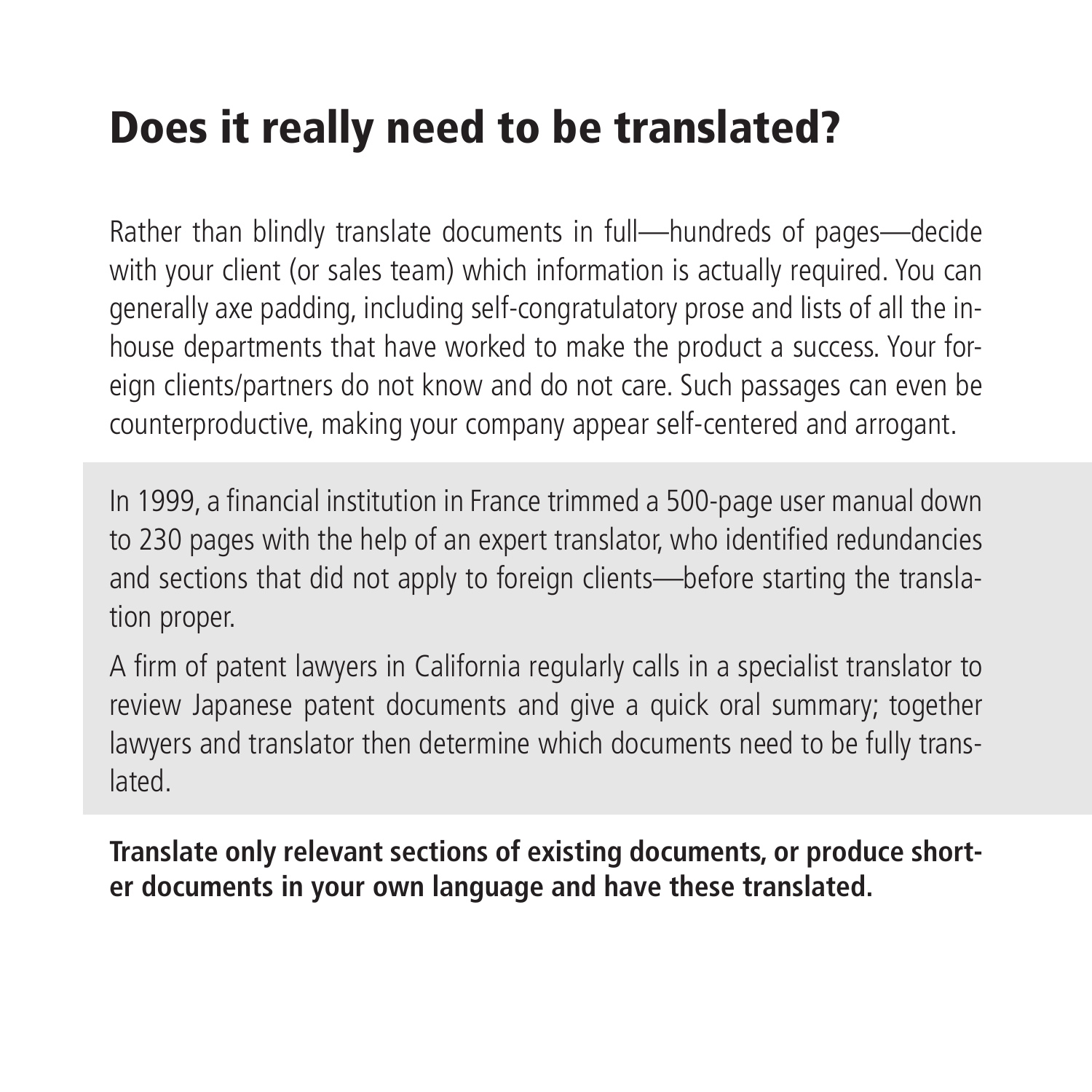# Does it really need to be translated?

Rather than blindly translate documents in full—hundreds of pages—decide with your client (or sales team) which information is actually required. You can generally axe padding, including self-congratulatory prose and lists of all the in-house departments that have worked to make the product a success. Your foreign clients/partners do not know and do not care. Such passages can even be counterproductive, making your company appear self-centered and arrogant.

In 1999, a financial institution in France trimmed a 500-page user manual down to 230 pages with the help of an expert translator, who identified redundancies and sections that did not apply to foreign clients—before starting the translation proper.

A firm of patent lawyers in California regularly calls in a specialist translator to review Japanese patent documents and give a quick oral summary; together lawyers and translator then determine which documents need to be fully translated.

**Translate only relevant sections of existing documents, or produce shorter documents in your own language and have these translated.**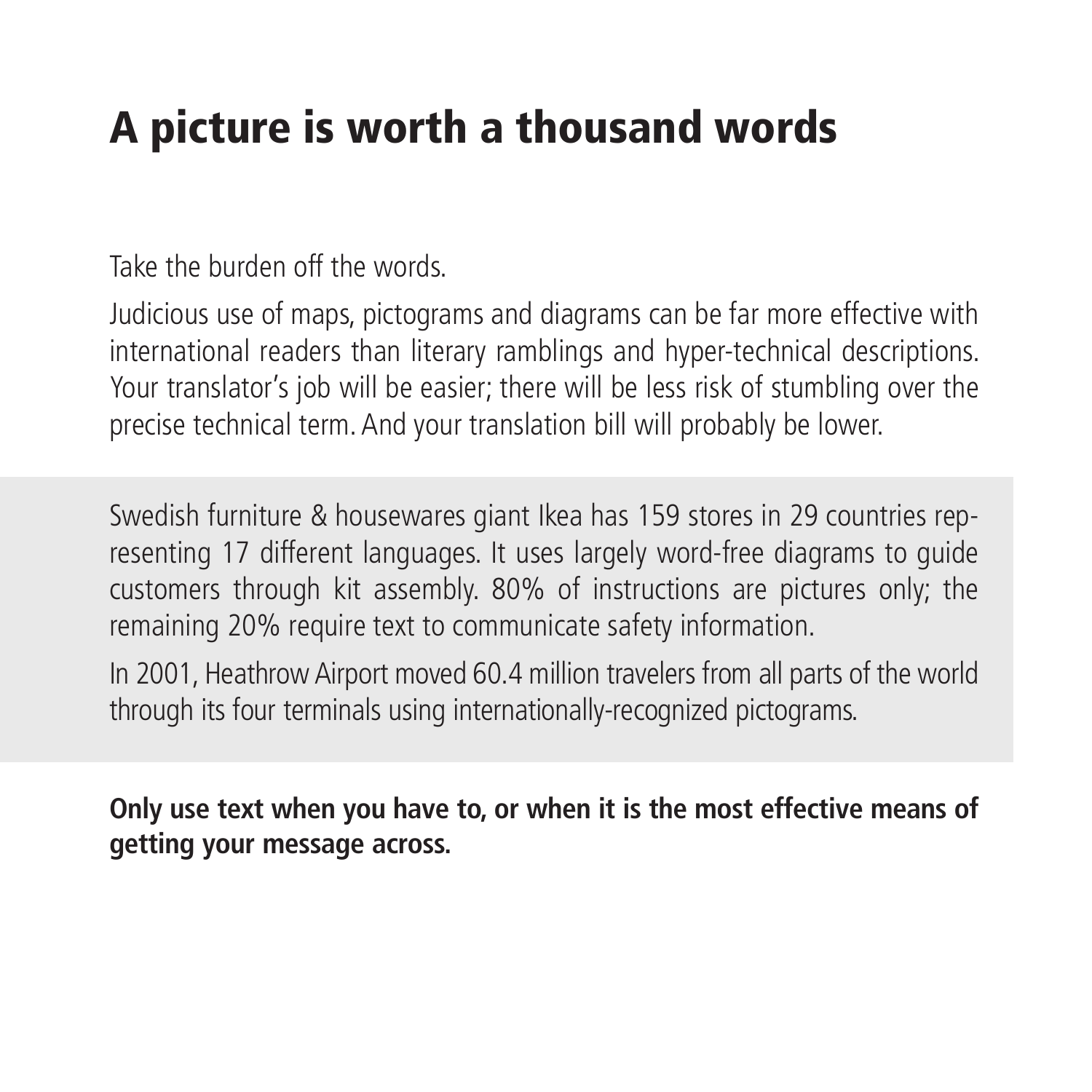# A picture is worth a thousand words

Take the burden off the words.

Judicious use of maps, pictograms and diagrams can be far more effective with international readers than literary ramblings and hyper-technical descriptions. Your translator's job will be easier; there will be less risk of stumbling over the precise technical term. And your translation bill will probably be lower.

Swedish furniture & housewares giant Ikea has 159 stores in 29 countries representing 17 different languages. It uses largely word-free diagrams to guide customers through kit assembly. 80% of instructions are pictures only; the remaining 20% require text to communicate safety information.

In 2001, Heathrow Airport moved 60.4 million travelers from all parts of the world through its four terminals using internationally-recognized pictograms.

**Only use text when you have to, or when it is the most effective means of getting your message across.**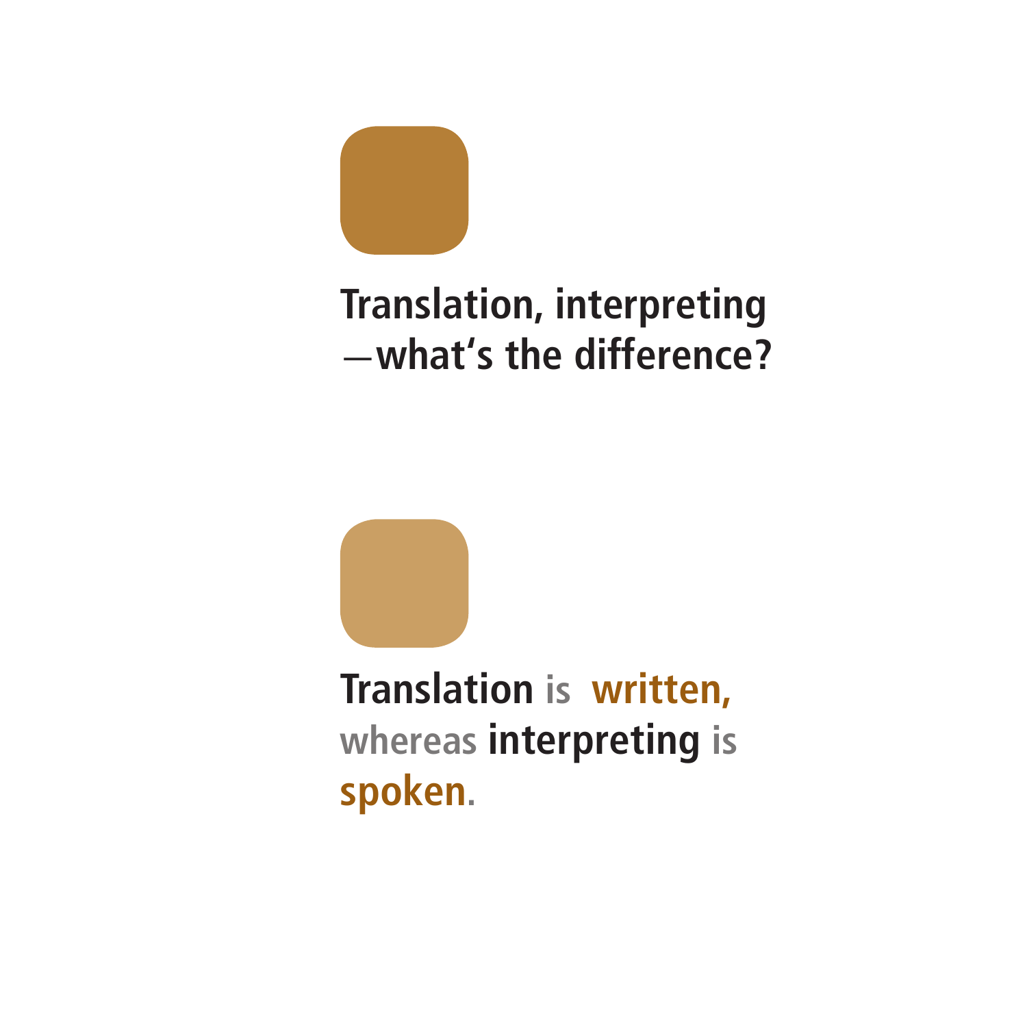**Translation, interpreting —what's the difference?**

**Translation** is **written,** whereas **interpreting** is **spoken**.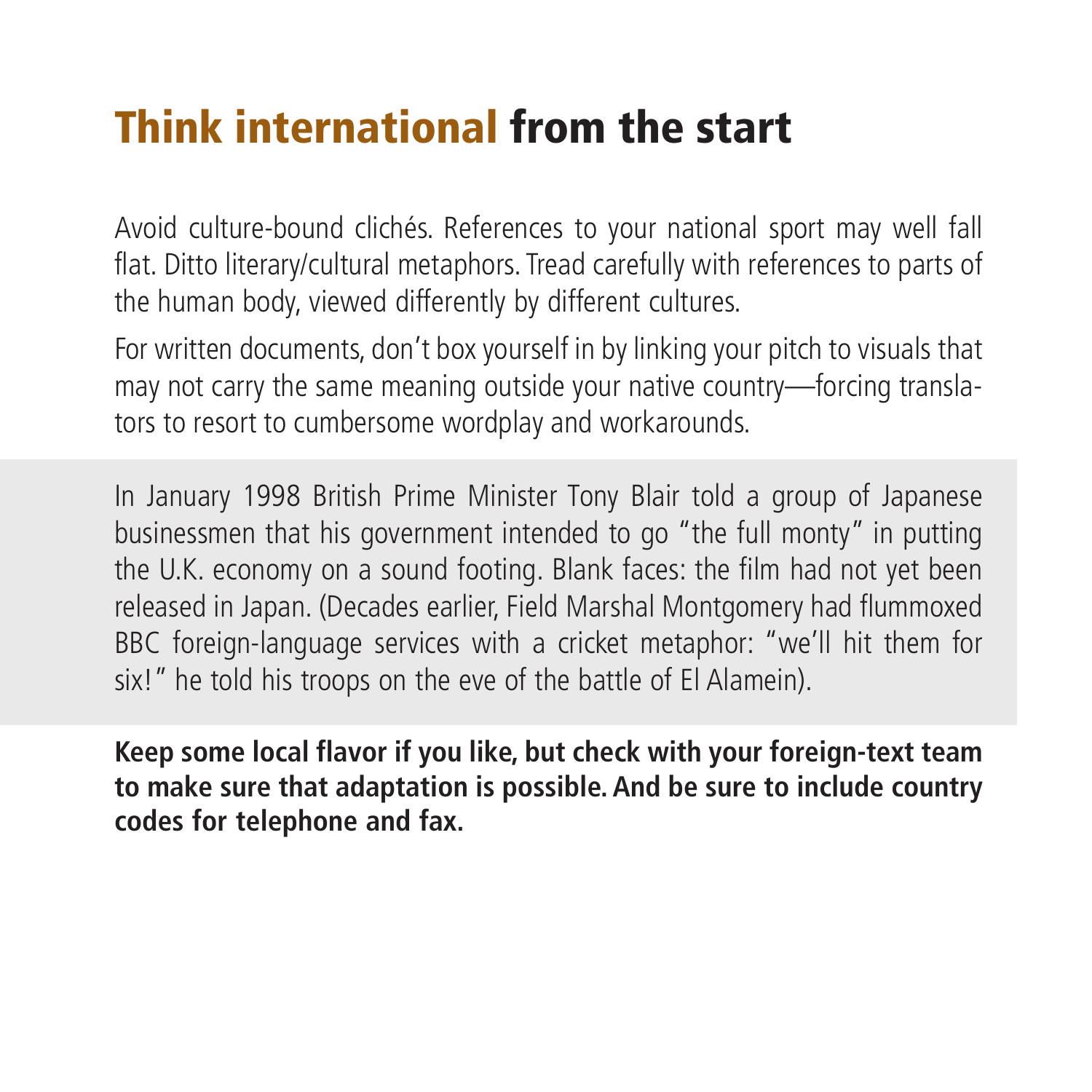# Think international from the start

Avoid culture-bound clichés. References to your national sport may well fall flat. Ditto literary/cultural metaphors. Tread carefully with references to parts of the human body, viewed differently by different cultures.

For written documents, don't box yourself in by linking your pitch to visuals that may not carry the same meaning outside your native country—forcing translators to resort to cumbersome wordplay and workarounds.

In January 1998 British Prime Minister Tony Blair told a group of Japanese businessmen that his government intended to go "the full monty" in putting the U.K. economy on a sound footing. Blank faces: the film had not yet been released in Japan. (Decades earlier, Field Marshal Montgomery had flummoxed BBC foreign-language services with a cricket metaphor: "we'll hit them for six!" he told his troops on the eve of the battle of El Alamein).

**Keep some local flavor if you like, but check with your foreign-text team to make sure that adaptation is possible. And be sure to include country codes for telephone and fax.**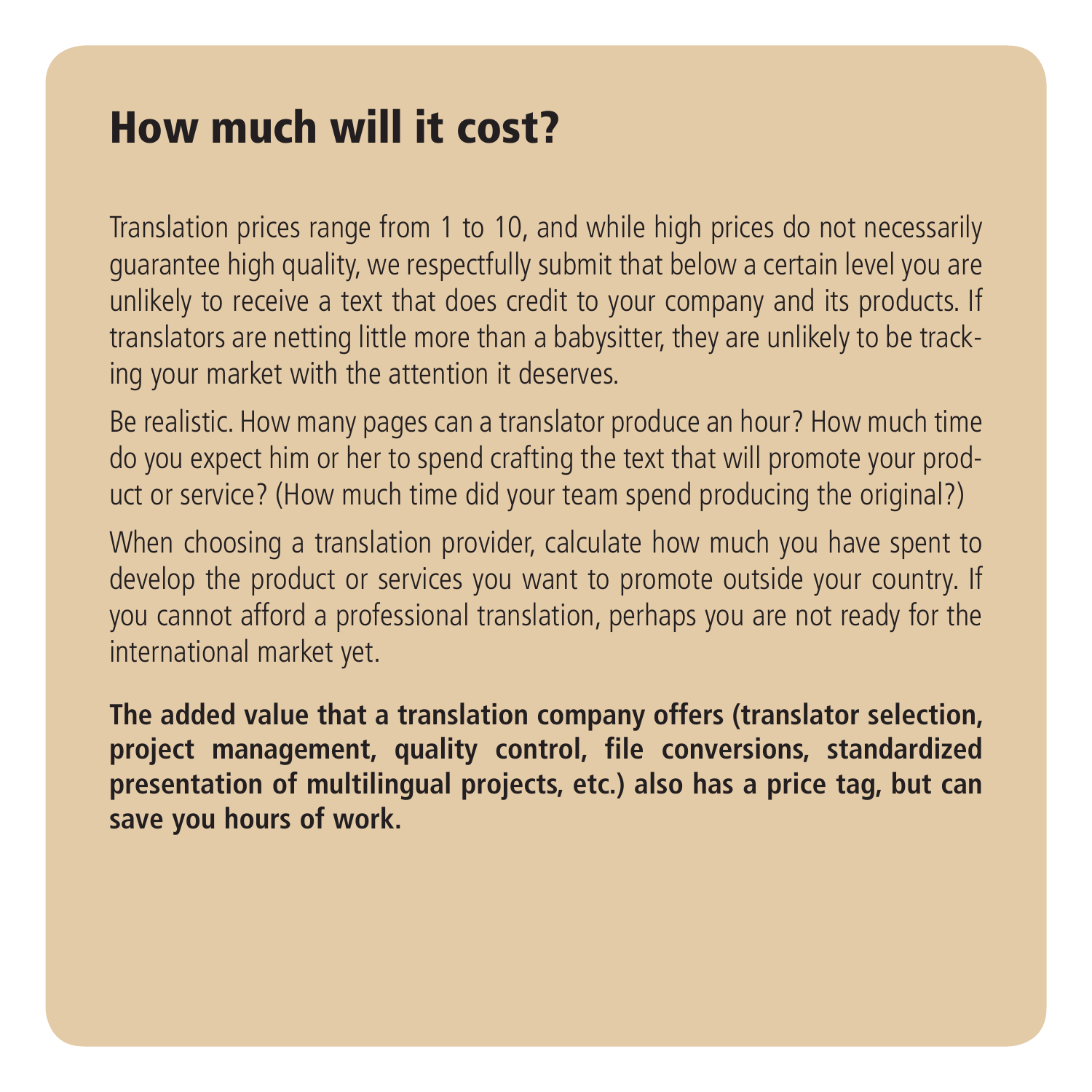# How much will it cost?

Translation prices range from 1 to 10, and while high prices do not necessarily guarantee high quality, we respectfully submit that below a certain level you are unlikely to receive a text that does credit to your company and its products. If translators are netting little more than a babysitter, they are unlikely to be tracking your market with the attention it deserves.

Be realistic. How many pages can a translator produce an hour? How much time do you expect him or her to spend crafting the text that will promote your product or service? (How much time did your team spend producing the original?)

When choosing a translation provider, calculate how much you have spent to develop the product or services you want to promote outside your country. If you cannot afford a professional translation, perhaps you are not ready for the international market yet.

**The added value that a translation company offers (translator selection, project management, quality control, file conversions, standardized presentation of multilingual projects, etc.) also has a price tag, but can save you hours of work.**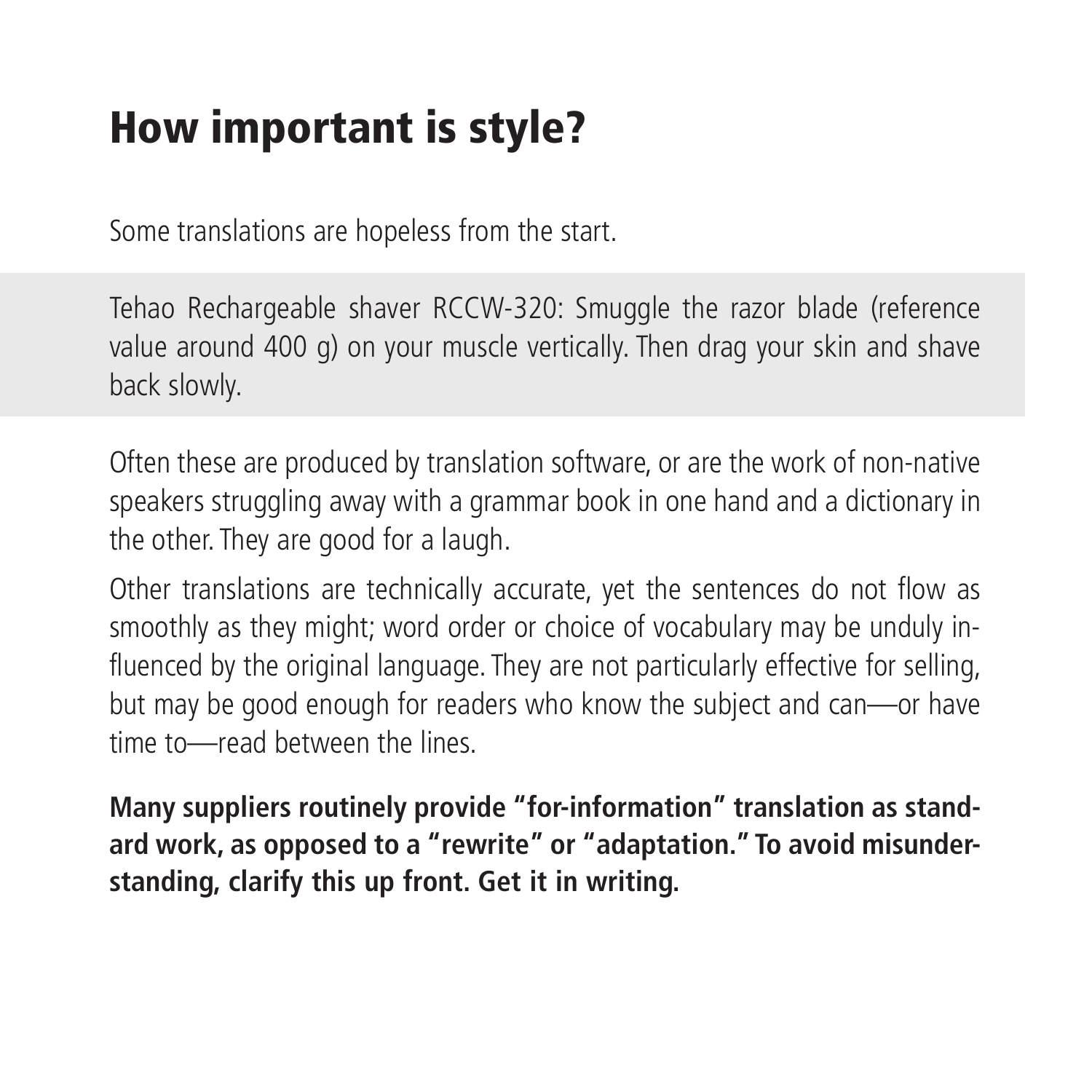# How important is style?

Some translations are hopeless from the start.

> Tehao Rechargeable shaver RCCW-320: Smuggle the razor blade (reference value around 400 g) on your muscle vertically. Then drag your skin and shave back slowly.

Often these are produced by translation software, or are the work of non-native speakers struggling away with a grammar book in one hand and a dictionary in the other. They are good for a laugh.

Other translations are technically accurate, yet the sentences do not flow as smoothly as they might; word order or choice of vocabulary may be unduly influenced by the original language. They are not particularly effective for selling, but may be good enough for readers who know the subject and can—or have time to—read between the lines.

**Many suppliers routinely provide "for-information" translation as standard work, as opposed to a "rewrite" or "adaptation." To avoid misunderstanding, clarify this up front. Get it in writing.**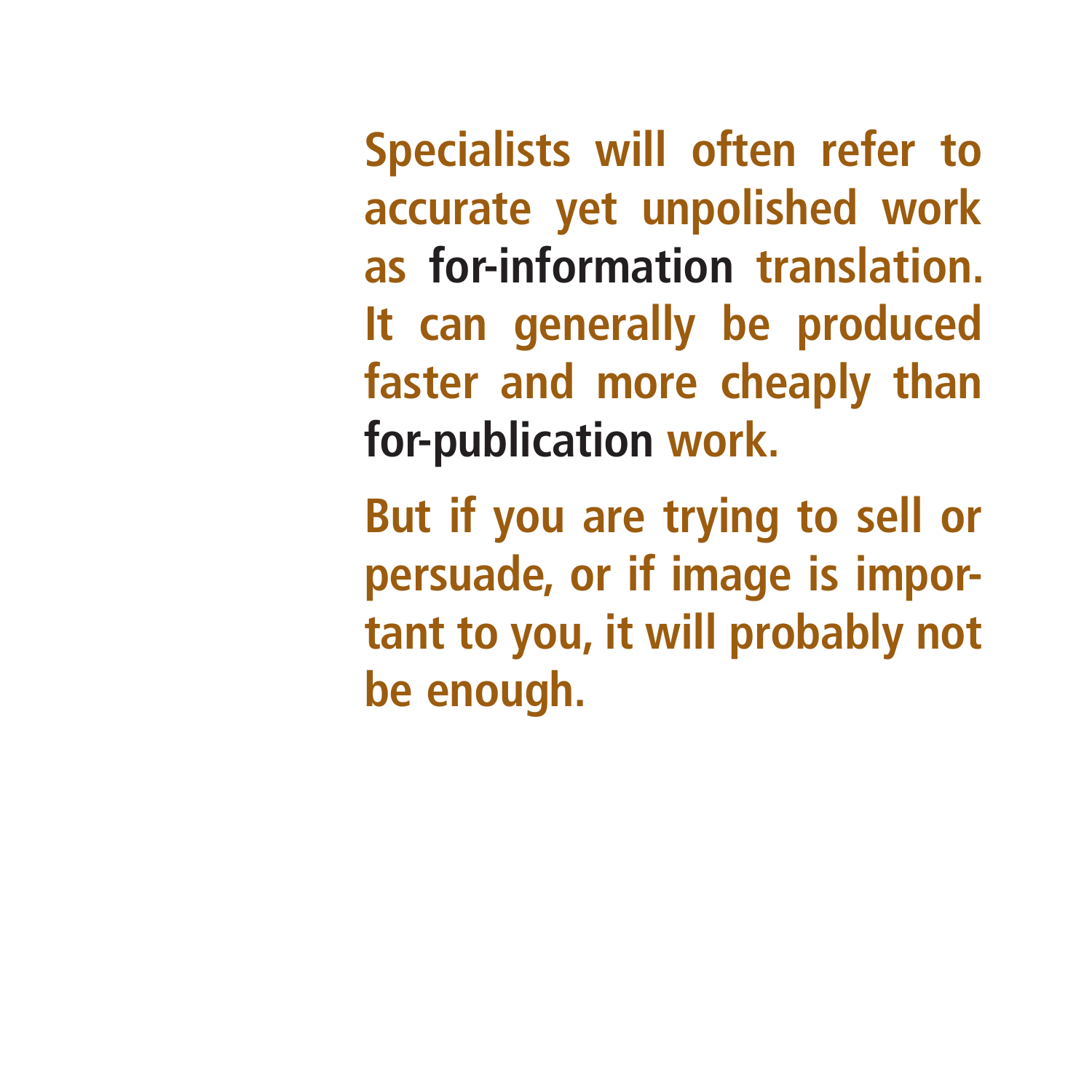Specialists will often refer to accurate yet unpolished work as **for-information** translation. It can generally be produced faster and more cheaply than **for-publication** work.

But if you are trying to sell or persuade, or if image is important to you, it will probably not be enough.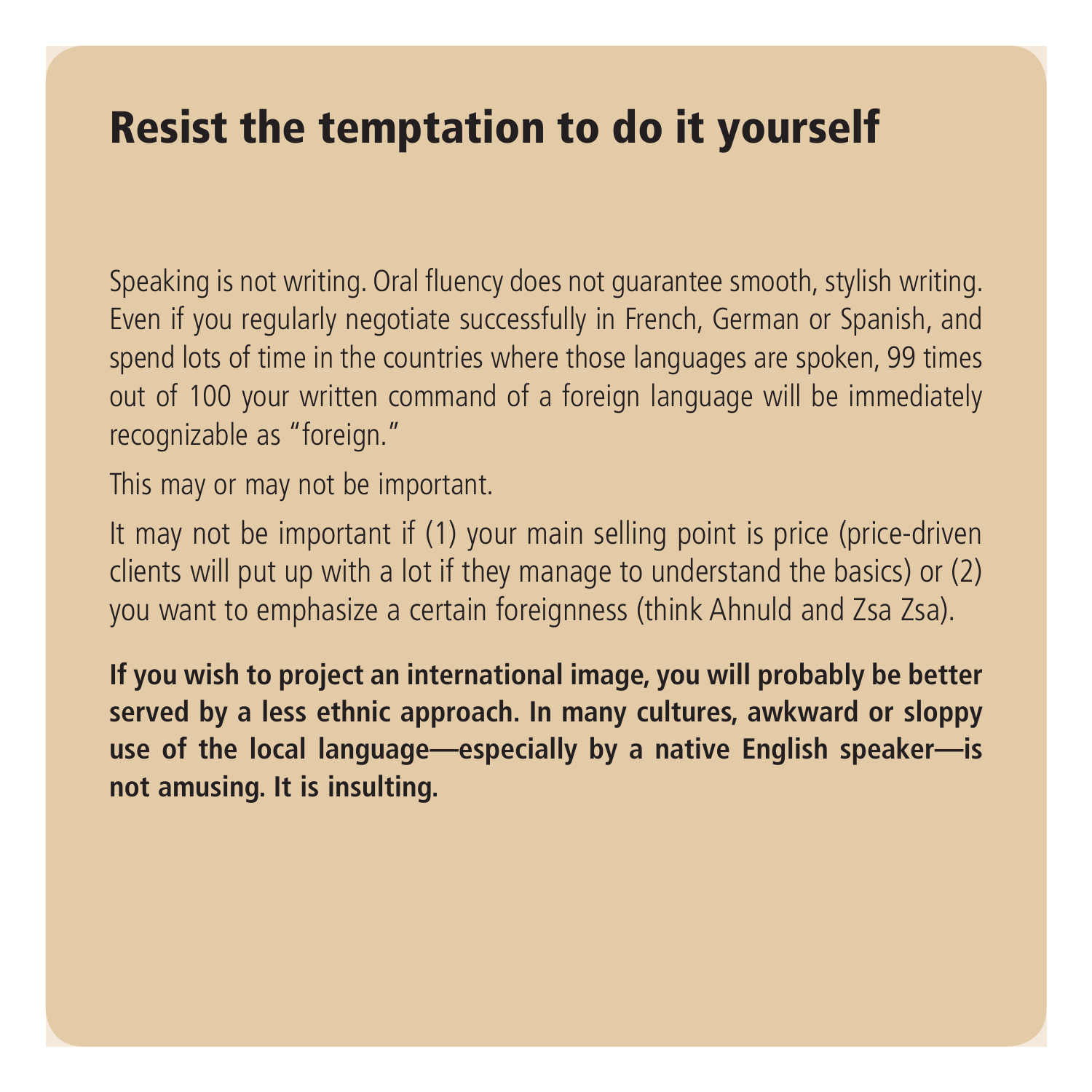# Resist the temptation to do it yourself

Speaking is not writing. Oral fluency does not guarantee smooth, stylish writing. Even if you regularly negotiate successfully in French, German or Spanish, and spend lots of time in the countries where those languages are spoken, 99 times out of 100 your written command of a foreign language will be immediately recognizable as "foreign."

This may or may not be important.

It may not be important if (1) your main selling point is price (price-driven clients will put up with a lot if they manage to understand the basics) or (2) you want to emphasize a certain foreignness (think Ahnuld and Zsa Zsa).

**If you wish to project an international image, you will probably be better served by a less ethnic approach. In many cultures, awkward or sloppy use of the local language—especially by a native English speaker—is not amusing. It is insulting.**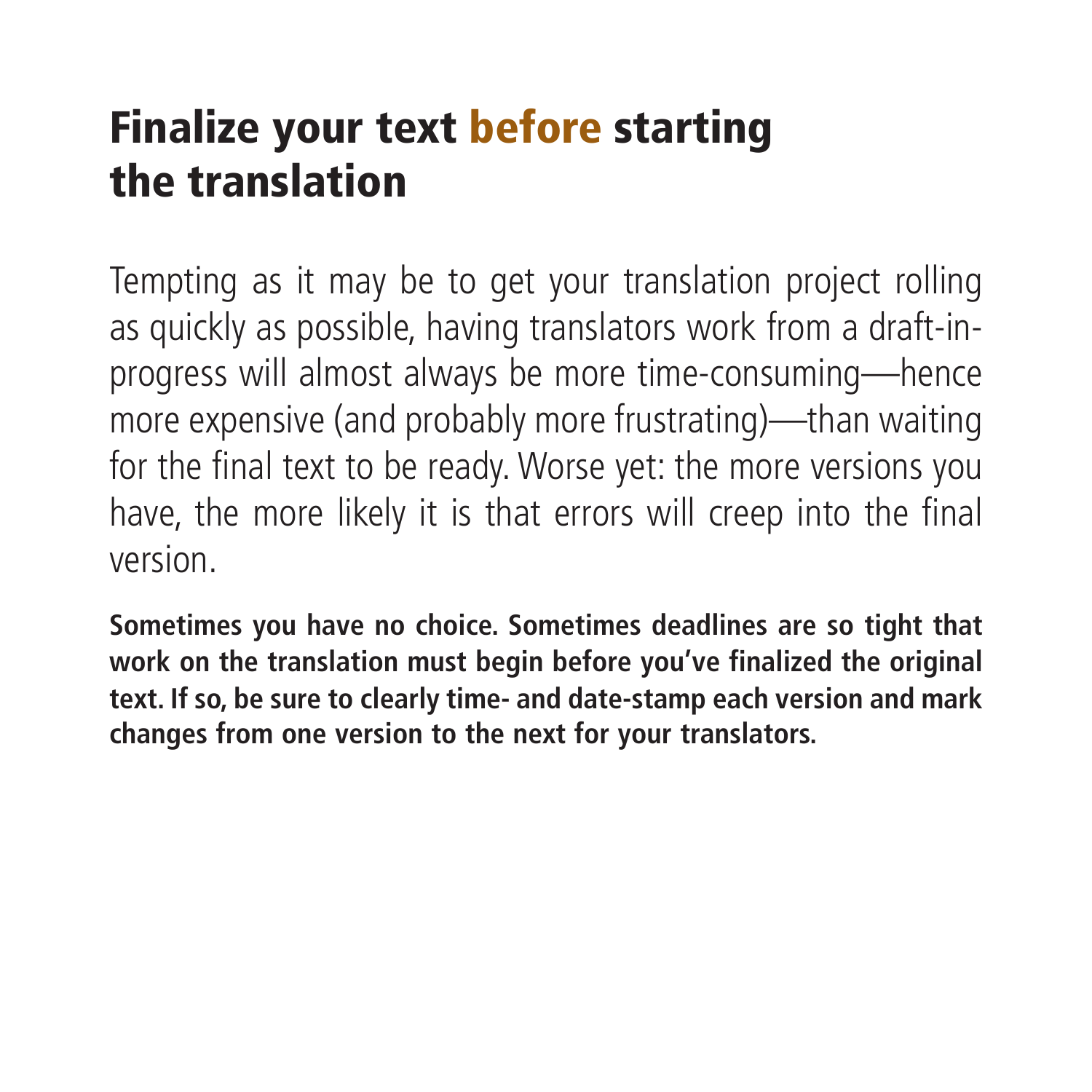# Finalize your text before starting the translation

Tempting as it may be to get your translation project rolling as quickly as possible, having translators work from a draft-in-progress will almost always be more time-consuming—hence more expensive (and probably more frustrating)—than waiting for the final text to be ready. Worse yet: the more versions you have, the more likely it is that errors will creep into the final version.

**Sometimes you have no choice. Sometimes deadlines are so tight that work on the translation must begin before you've finalized the original text. If so, be sure to clearly time- and date-stamp each version and mark changes from one version to the next for your translators.**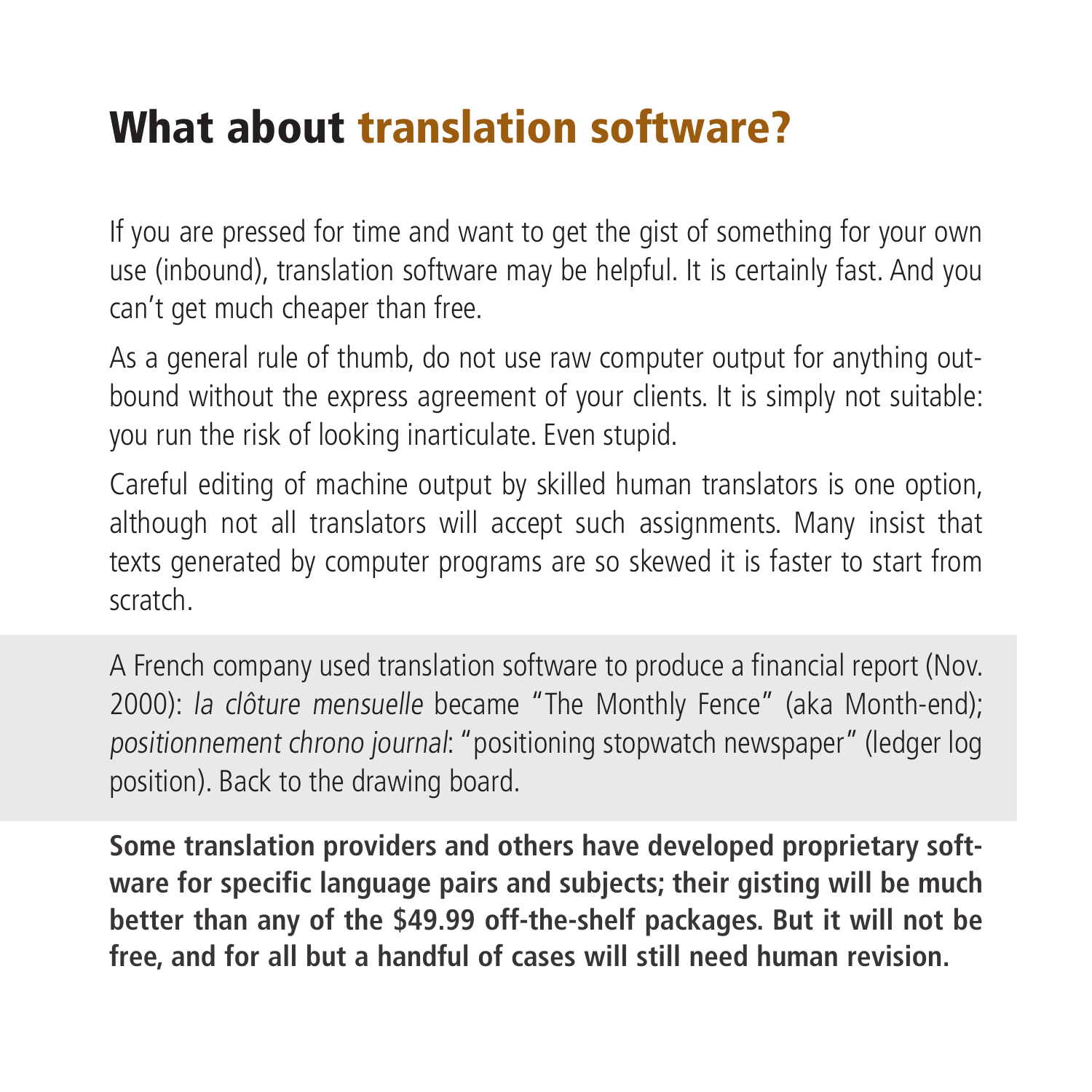# What about translation software?

If you are pressed for time and want to get the gist of something for your own use (inbound), translation software may be helpful. It is certainly fast. And you can't get much cheaper than free.

As a general rule of thumb, do not use raw computer output for anything outbound without the express agreement of your clients. It is simply not suitable: you run the risk of looking inarticulate. Even stupid.

Careful editing of machine output by skilled human translators is one option, although not all translators will accept such assignments. Many insist that texts generated by computer programs are so skewed it is faster to start from scratch.

A French company used translation software to produce a financial report (Nov. 2000): *la clôture mensuelle* became "The Monthly Fence" (aka Month-end); *positionnement chrono journal*: "positioning stopwatch newspaper" (ledger log position). Back to the drawing board.

**Some translation providers and others have developed proprietary software for specific language pairs and subjects; their gisting will be much better than any of the $49.99 off-the-shelf packages. But it will not be free, and for all but a handful of cases will still need human revision.**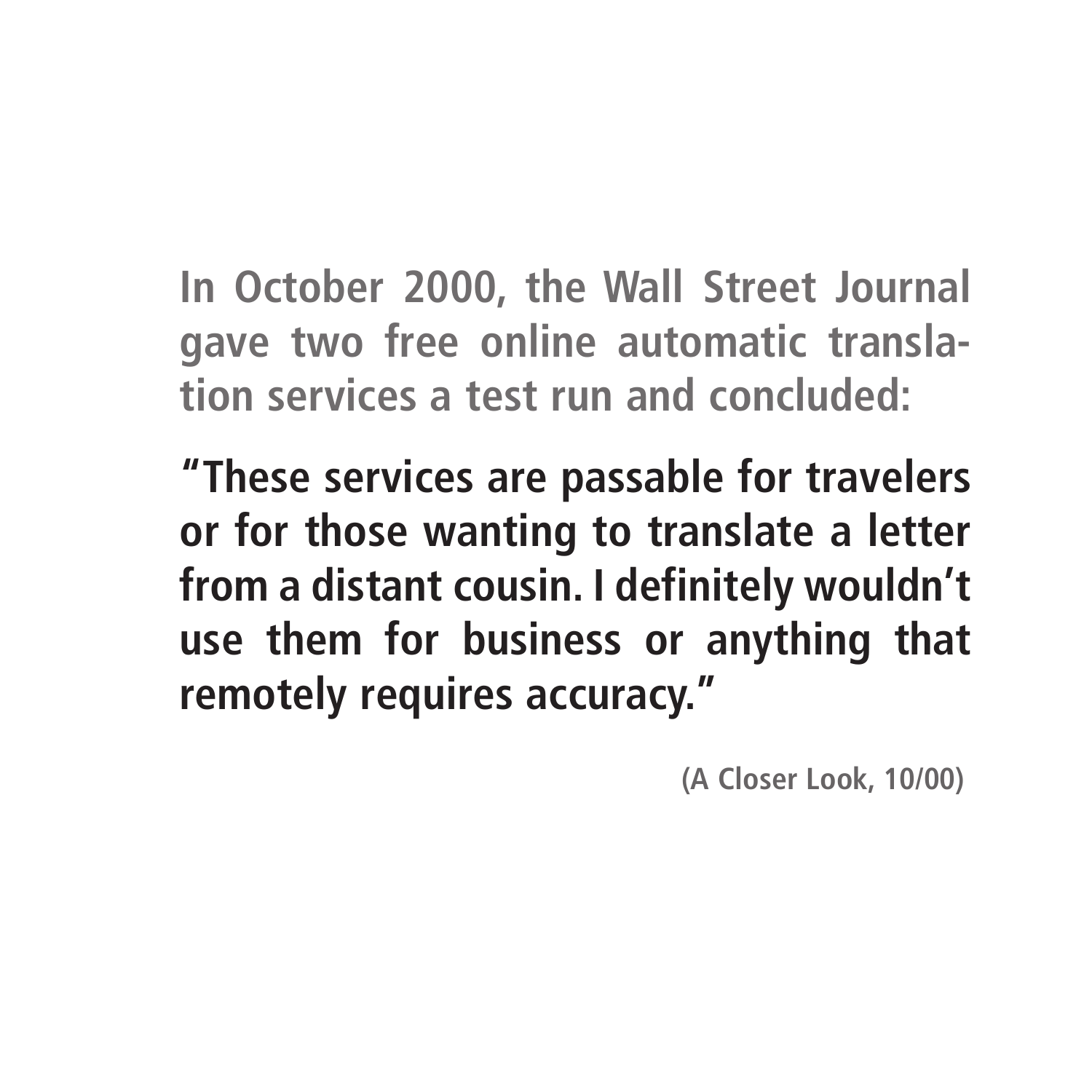**In October 2000, the Wall Street Journal gave two free online automatic translation services a test run and concluded:**

**"These services are passable for travelers or for those wanting to translate a letter from a distant cousin. I definitely wouldn't use them for business or anything that remotely requires accuracy."**

**(A Closer Look, 10/00)**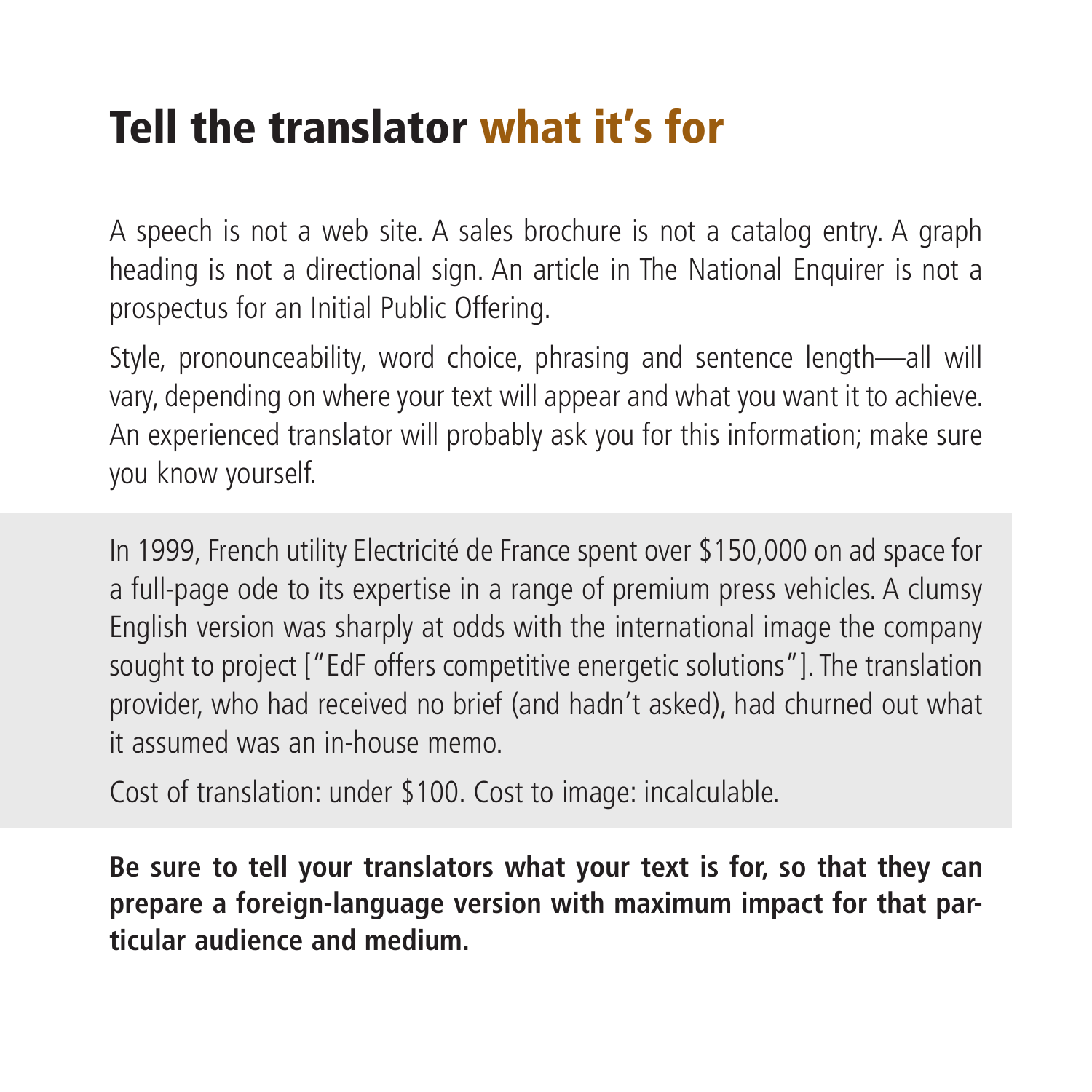# Tell the translator what it's for

A speech is not a web site. A sales brochure is not a catalog entry. A graph heading is not a directional sign. An article in The National Enquirer is not a prospectus for an Initial Public Offering.

Style, pronounceability, word choice, phrasing and sentence length—all will vary, depending on where your text will appear and what you want it to achieve. An experienced translator will probably ask you for this information; make sure you know yourself.

In 1999, French utility Electricité de France spent over $150,000 on ad space for a full-page ode to its expertise in a range of premium press vehicles. A clumsy English version was sharply at odds with the international image the company sought to project ["EdF offers competitive energetic solutions"]. The translation provider, who had received no brief (and hadn't asked), had churned out what it assumed was an in-house memo.

Cost of translation: under $100. Cost to image: incalculable.

**Be sure to tell your translators what your text is for, so that they can prepare a foreign-language version with maximum impact for that particular audience and medium.**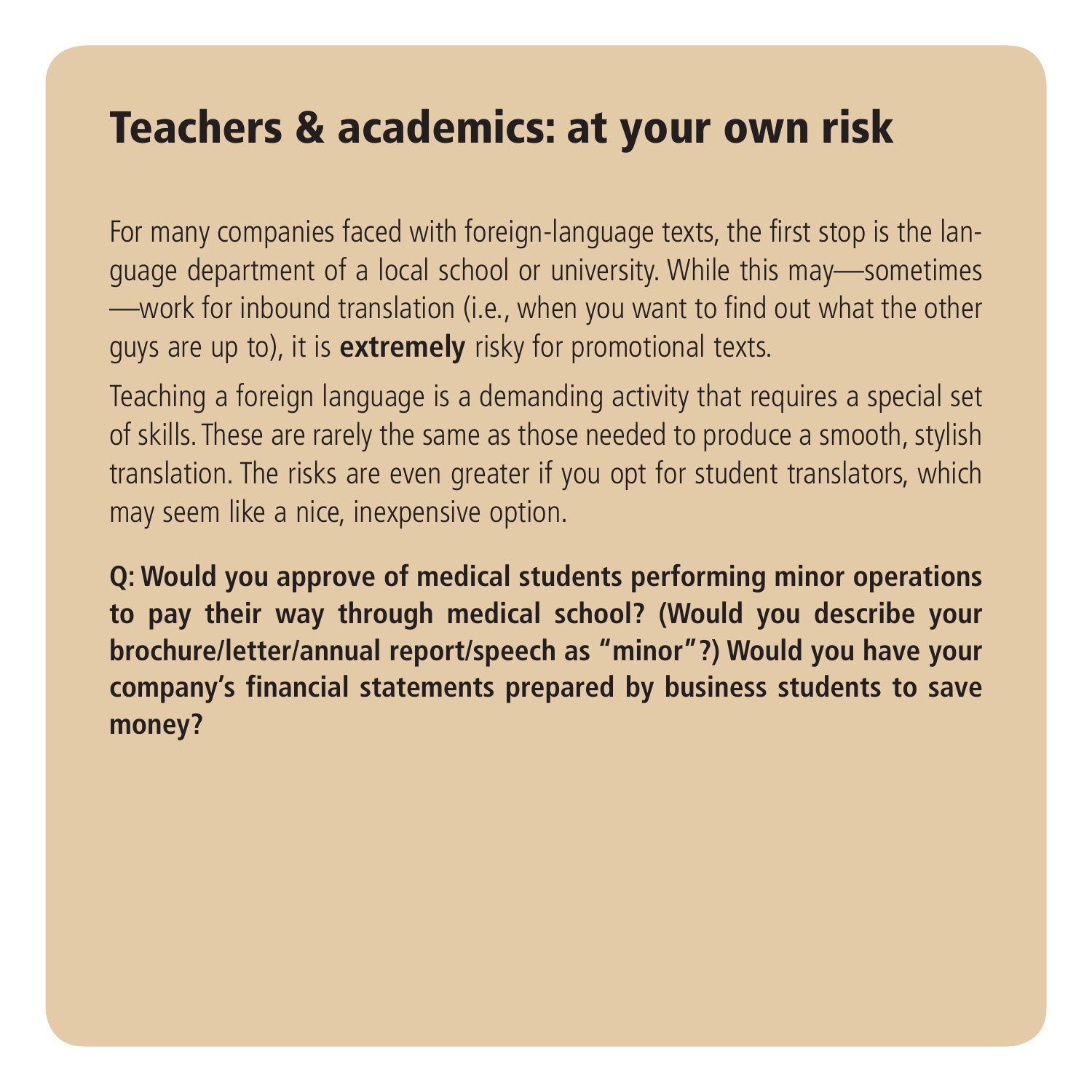# Teachers & academics: at your own risk

For many companies faced with foreign-language texts, the first stop is the language department of a local school or university. While this may—sometimes—work for inbound translation (i.e., when you want to find out what the other guys are up to), it is **extremely** risky for promotional texts.

Teaching a foreign language is a demanding activity that requires a special set of skills. These are rarely the same as those needed to produce a smooth, stylish translation. The risks are even greater if you opt for student translators, which may seem like a nice, inexpensive option.

**Q: Would you approve of medical students performing minor operations to pay their way through medical school? (Would you describe your brochure/letter/annual report/speech as "minor"?) Would you have your company's financial statements prepared by business students to save money?**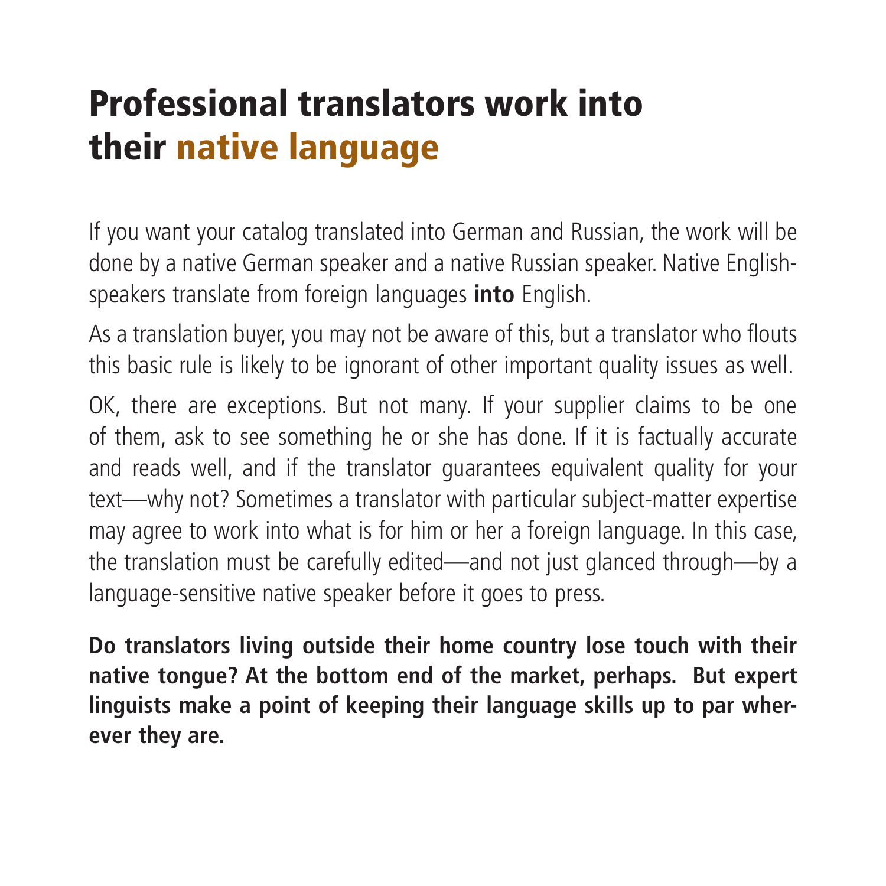# Professional translators work into their native language

If you want your catalog translated into German and Russian, the work will be done by a native German speaker and a native Russian speaker. Native English-speakers translate from foreign languages **into** English.

As a translation buyer, you may not be aware of this, but a translator who flouts this basic rule is likely to be ignorant of other important quality issues as well.

OK, there are exceptions. But not many. If your supplier claims to be one of them, ask to see something he or she has done. If it is factually accurate and reads well, and if the translator guarantees equivalent quality for your text—why not? Sometimes a translator with particular subject-matter expertise may agree to work into what is for him or her a foreign language. In this case, the translation must be carefully edited—and not just glanced through—by a language-sensitive native speaker before it goes to press.

**Do translators living outside their home country lose touch with their native tongue? At the bottom end of the market, perhaps. But expert linguists make a point of keeping their language skills up to par wherever they are.**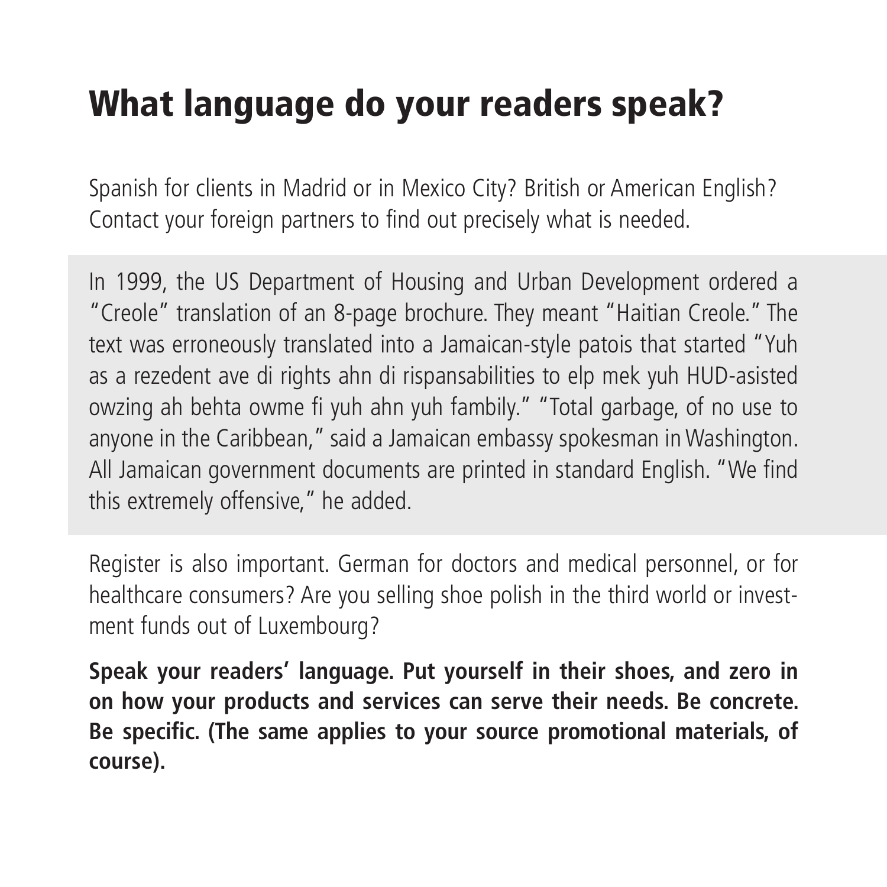# What language do your readers speak?

Spanish for clients in Madrid or in Mexico City? British or American English? Contact your foreign partners to find out precisely what is needed.

In 1999, the US Department of Housing and Urban Development ordered a "Creole" translation of an 8-page brochure. They meant "Haitian Creole." The text was erroneously translated into a Jamaican-style patois that started "Yuh as a rezedent ave di rights ahn di rispansabilities to elp mek yuh HUD-asisted owzing ah behta owme fi yuh ahn yuh fambily." "Total garbage, of no use to anyone in the Caribbean," said a Jamaican embassy spokesman in Washington. All Jamaican government documents are printed in standard English. "We find this extremely offensive," he added.

Register is also important. German for doctors and medical personnel, or for healthcare consumers? Are you selling shoe polish in the third world or investment funds out of Luxembourg?

**Speak your readers' language. Put yourself in their shoes, and zero in on how your products and services can serve their needs. Be concrete. Be specific. (The same applies to your source promotional materials, of course).**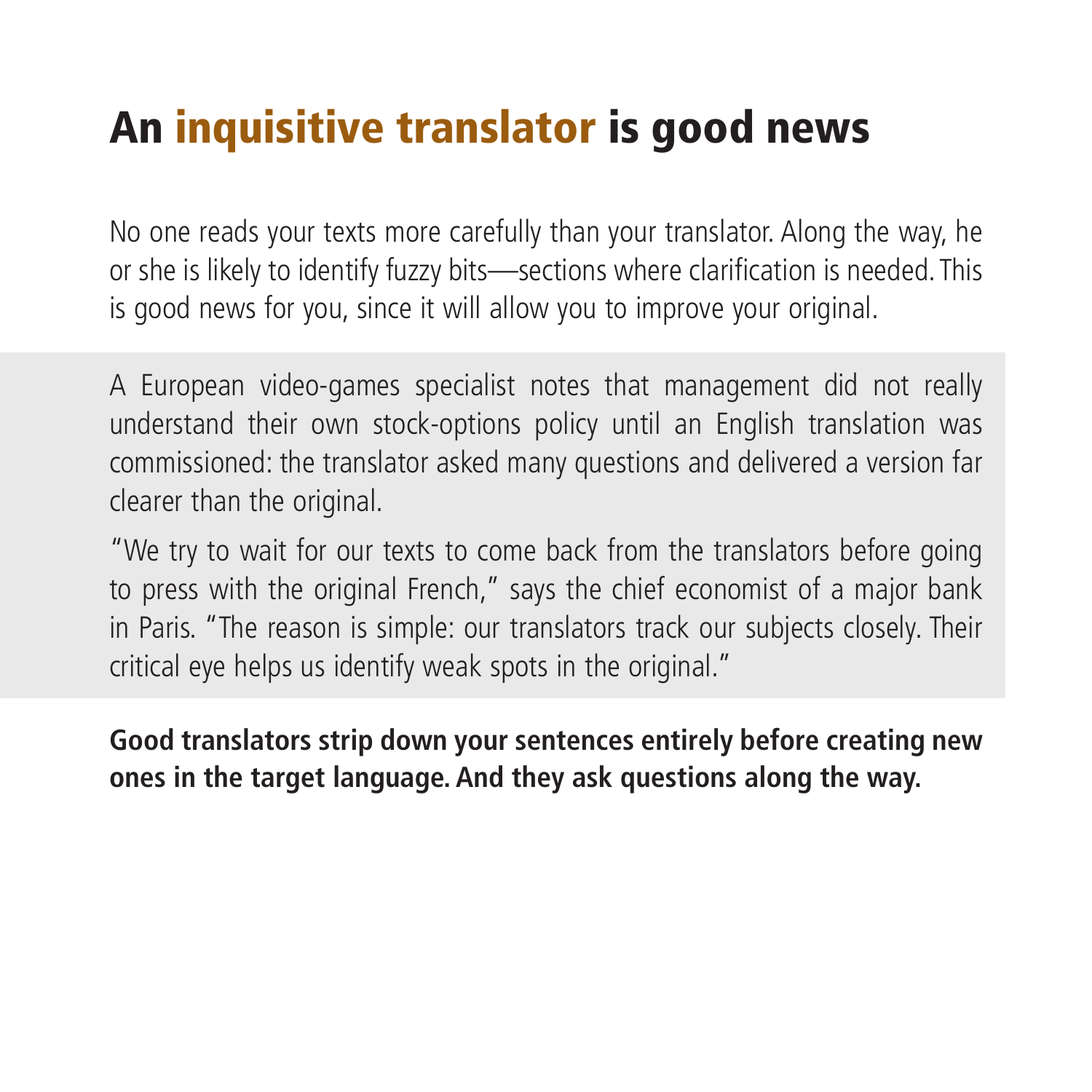# An inquisitive translator is good news

No one reads your texts more carefully than your translator. Along the way, he or she is likely to identify fuzzy bits—sections where clarification is needed. This is good news for you, since it will allow you to improve your original.

A European video-games specialist notes that management did not really understand their own stock-options policy until an English translation was commissioned: the translator asked many questions and delivered a version far clearer than the original.

"We try to wait for our texts to come back from the translators before going to press with the original French," says the chief economist of a major bank in Paris. "The reason is simple: our translators track our subjects closely. Their critical eye helps us identify weak spots in the original."

**Good translators strip down your sentences entirely before creating new ones in the target language. And they ask questions along the way.**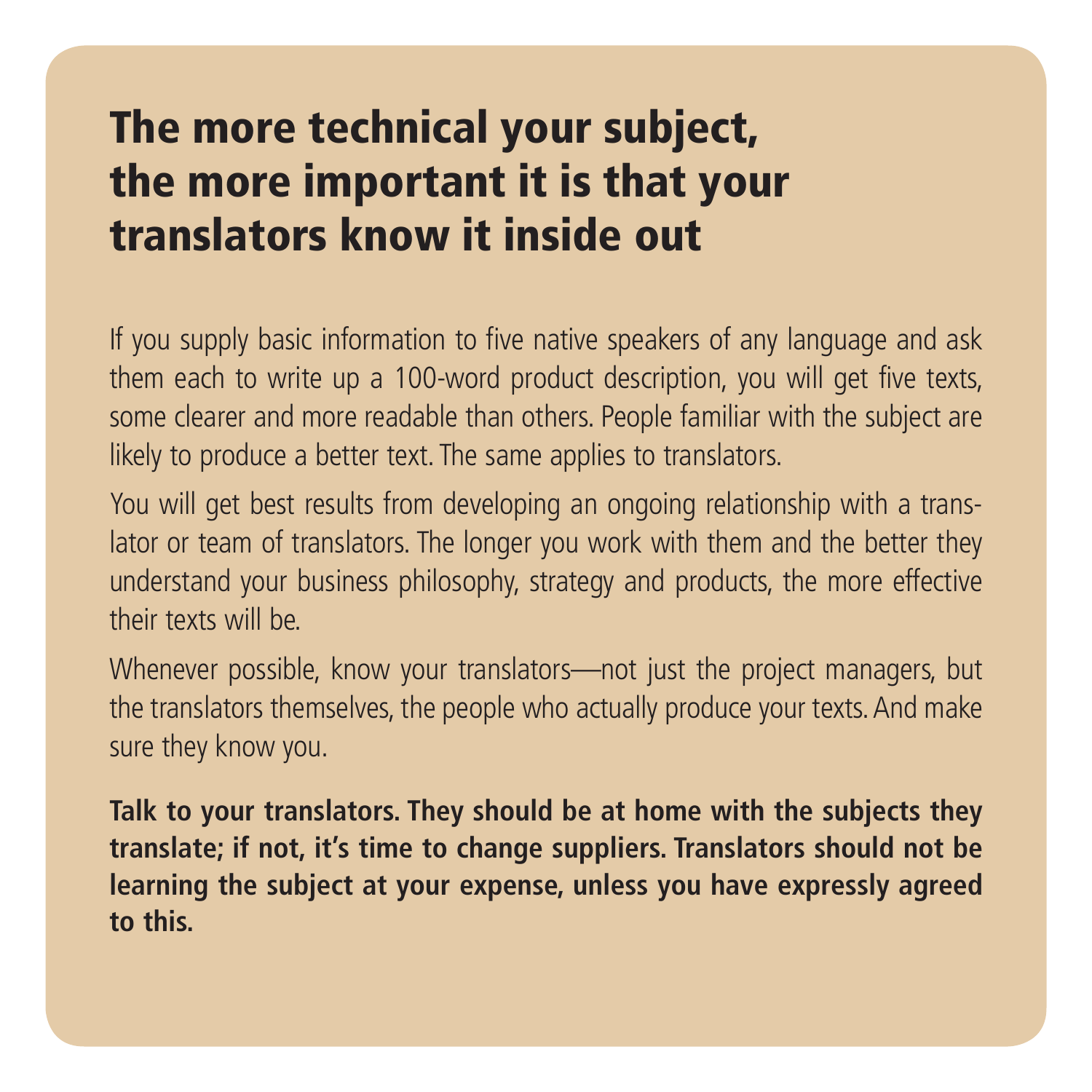# The more technical your subject, the more important it is that your translators know it inside out

If you supply basic information to five native speakers of any language and ask them each to write up a 100-word product description, you will get five texts, some clearer and more readable than others. People familiar with the subject are likely to produce a better text. The same applies to translators.

You will get best results from developing an ongoing relationship with a translator or team of translators. The longer you work with them and the better they understand your business philosophy, strategy and products, the more effective their texts will be.

Whenever possible, know your translators—not just the project managers, but the translators themselves, the people who actually produce your texts. And make sure they know you.

**Talk to your translators. They should be at home with the subjects they translate; if not, it's time to change suppliers. Translators should not be learning the subject at your expense, unless you have expressly agreed to this.**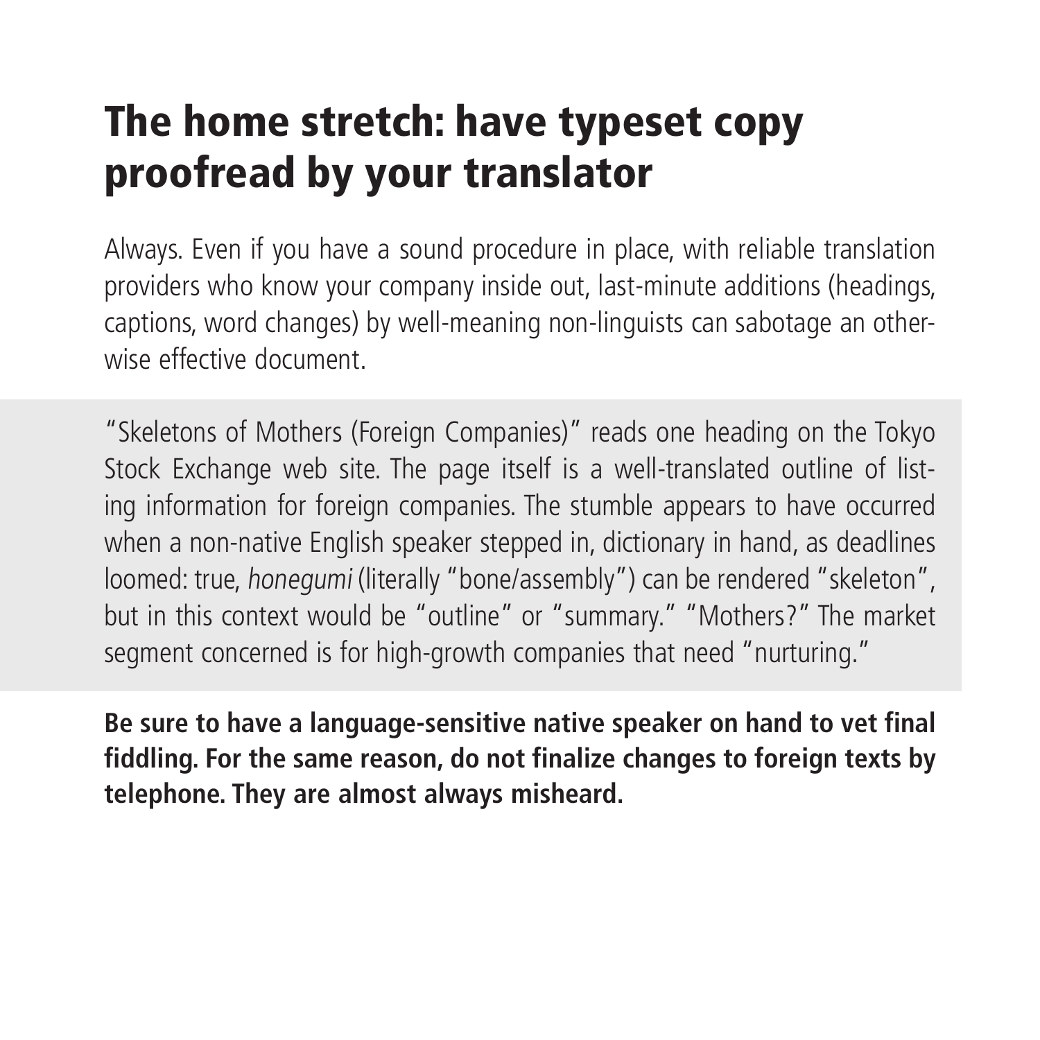# The home stretch: have typeset copy proofread by your translator

Always. Even if you have a sound procedure in place, with reliable translation providers who know your company inside out, last-minute additions (headings, captions, word changes) by well-meaning non-linguists can sabotage an otherwise effective document.

"Skeletons of Mothers (Foreign Companies)" reads one heading on the Tokyo Stock Exchange web site. The page itself is a well-translated outline of listing information for foreign companies. The stumble appears to have occurred when a non-native English speaker stepped in, dictionary in hand, as deadlines loomed: true, *honegumi* (literally "bone/assembly") can be rendered "skeleton", but in this context would be "outline" or "summary." "Mothers?" The market segment concerned is for high-growth companies that need "nurturing."

**Be sure to have a language-sensitive native speaker on hand to vet final fiddling. For the same reason, do not finalize changes to foreign texts by telephone. They are almost always misheard.**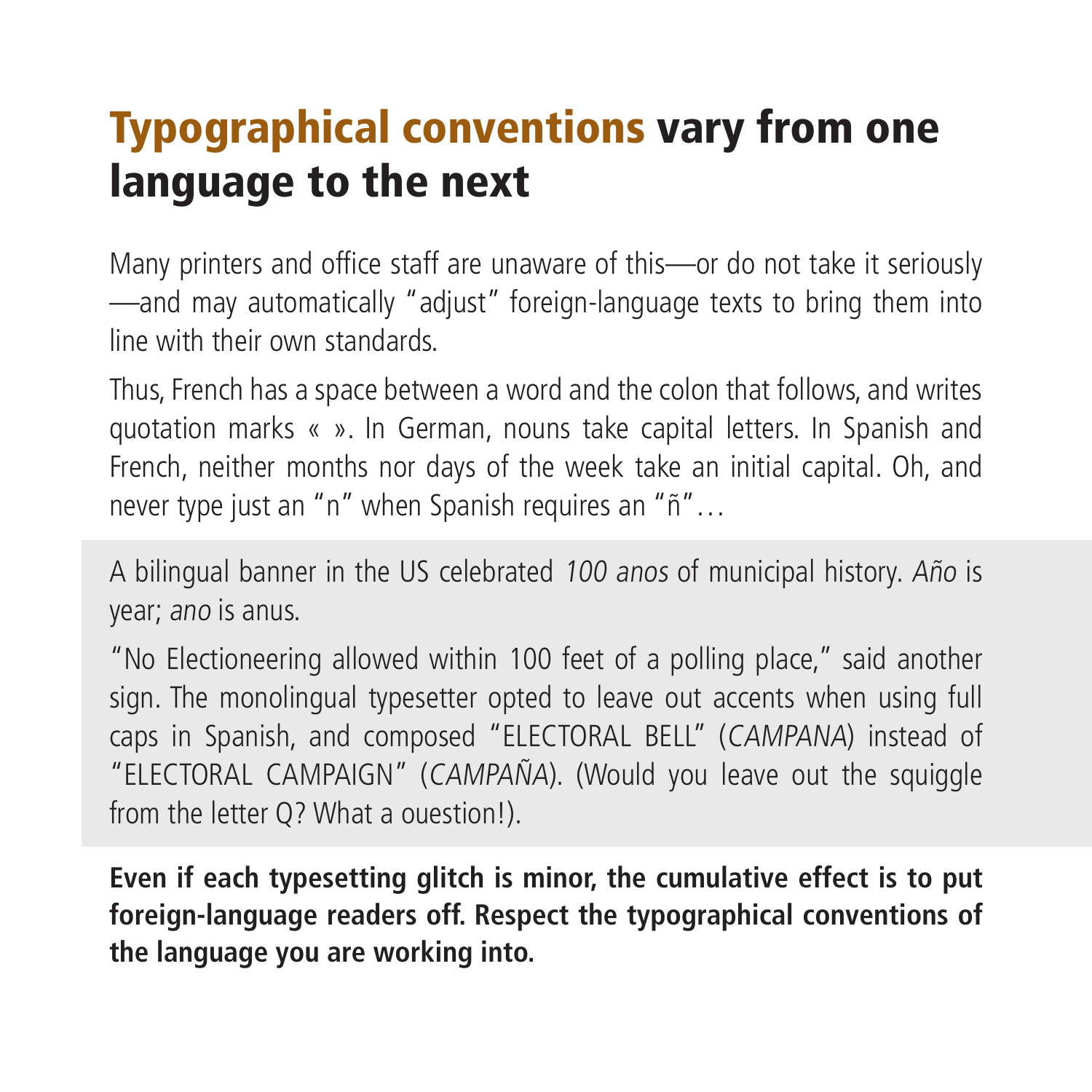# Typographical conventions vary from one language to the next

Many printers and office staff are unaware of this—or do not take it seriously—and may automatically "adjust" foreign-language texts to bring them into line with their own standards.

Thus, French has a space between a word and the colon that follows, and writes quotation marks « ». In German, nouns take capital letters. In Spanish and French, neither months nor days of the week take an initial capital. Oh, and never type just an "n" when Spanish requires an "ñ"…

A bilingual banner in the US celebrated *100 anos* of municipal history. *Año* is year; *ano* is anus.

"No Electioneering allowed within 100 feet of a polling place," said another sign. The monolingual typesetter opted to leave out accents when using full caps in Spanish, and composed "ELECTORAL BELL" (*CAMPANA*) instead of "ELECTORAL CAMPAIGN" (*CAMPAÑA*). (Would you leave out the squiggle from the letter Q? What a ouestion!).

**Even if each typesetting glitch is minor, the cumulative effect is to put foreign-language readers off. Respect the typographical conventions of the language you are working into.**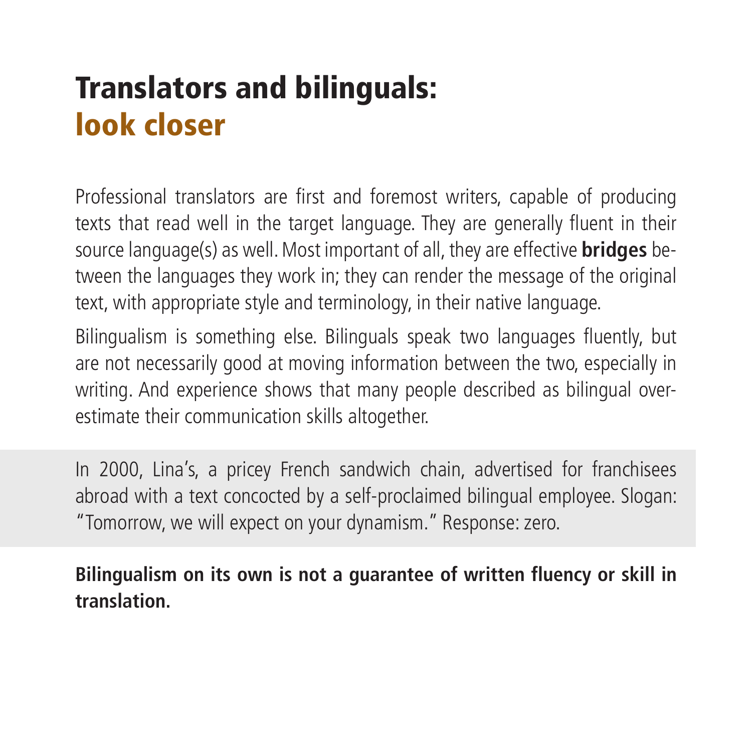# Translators and bilinguals: look closer

Professional translators are first and foremost writers, capable of producing texts that read well in the target language. They are generally fluent in their source language(s) as well. Most important of all, they are effective **bridges** between the languages they work in; they can render the message of the original text, with appropriate style and terminology, in their native language.

Bilingualism is something else. Bilinguals speak two languages fluently, but are not necessarily good at moving information between the two, especially in writing. And experience shows that many people described as bilingual overestimate their communication skills altogether.

In 2000, Lina's, a pricey French sandwich chain, advertised for franchisees abroad with a text concocted by a self-proclaimed bilingual employee. Slogan: "Tomorrow, we will expect on your dynamism." Response: zero.

**Bilingualism on its own is not a guarantee of written fluency or skill in translation.**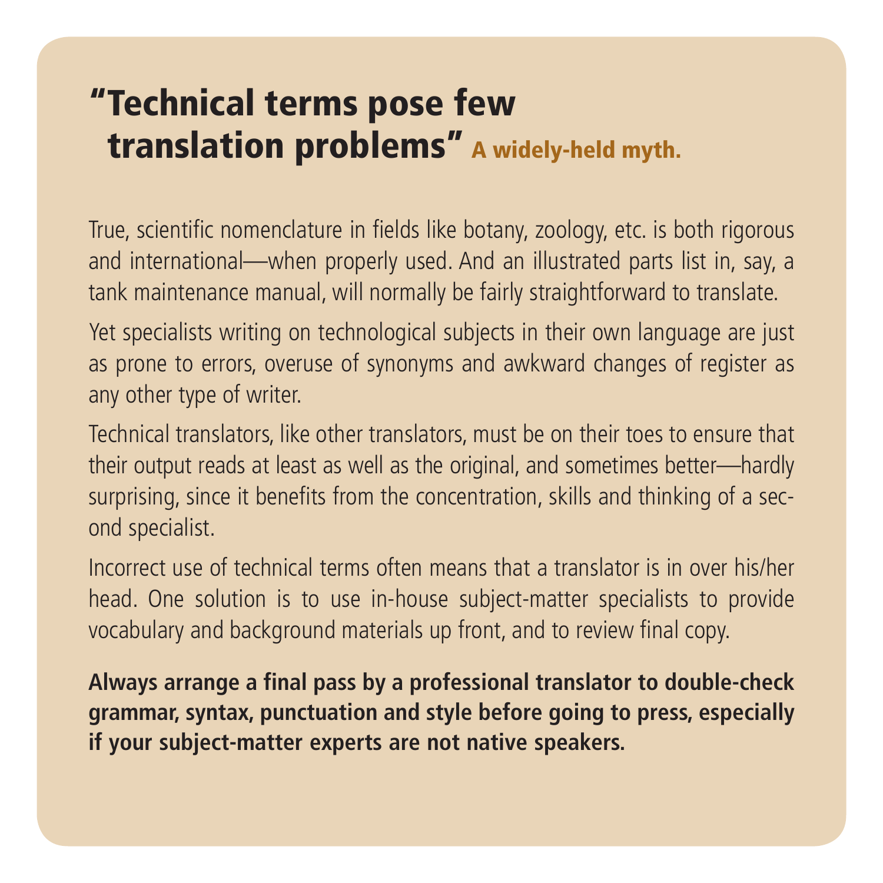## "Technical terms pose few translation problems" A widely-held myth.

True, scientific nomenclature in fields like botany, zoology, etc. is both rigorous and international—when properly used. And an illustrated parts list in, say, a tank maintenance manual, will normally be fairly straightforward to translate.

Yet specialists writing on technological subjects in their own language are just as prone to errors, overuse of synonyms and awkward changes of register as any other type of writer.

Technical translators, like other translators, must be on their toes to ensure that their output reads at least as well as the original, and sometimes better—hardly surprising, since it benefits from the concentration, skills and thinking of a second specialist.

Incorrect use of technical terms often means that a translator is in over his/her head. One solution is to use in-house subject-matter specialists to provide vocabulary and background materials up front, and to review final copy.

**Always arrange a final pass by a professional translator to double-check grammar, syntax, punctuation and style before going to press, especially if your subject-matter experts are not native speakers.**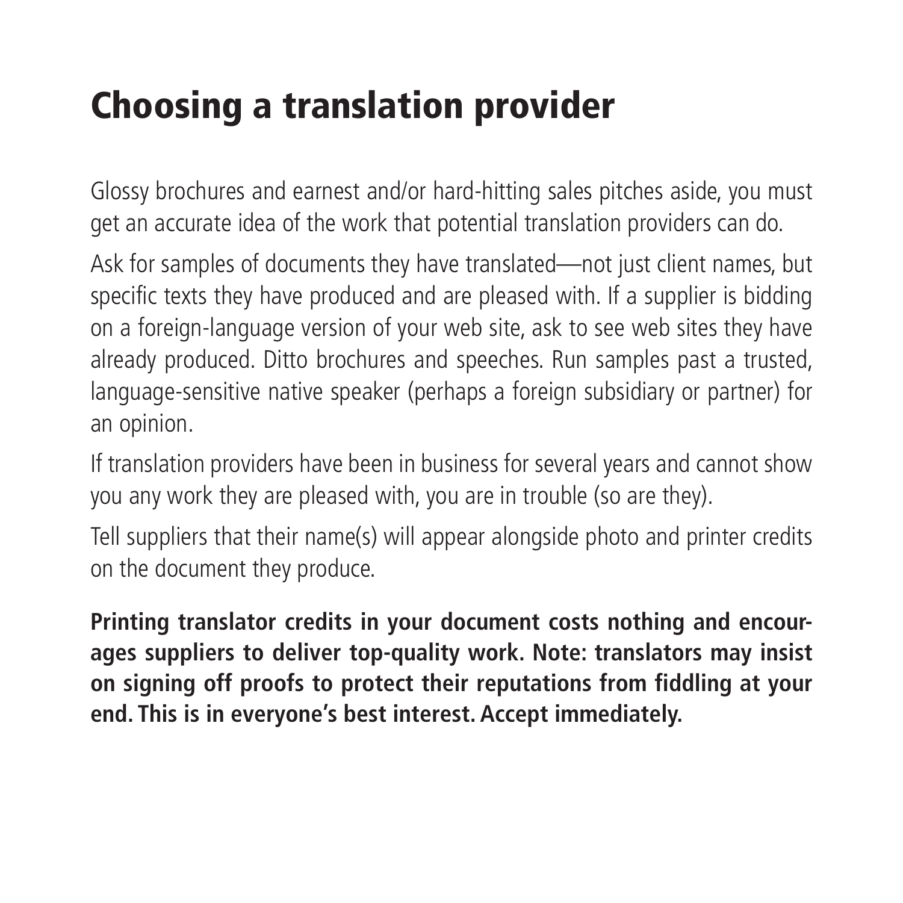# Choosing a translation provider

Glossy brochures and earnest and/or hard-hitting sales pitches aside, you must get an accurate idea of the work that potential translation providers can do.

Ask for samples of documents they have translated—not just client names, but specific texts they have produced and are pleased with. If a supplier is bidding on a foreign-language version of your web site, ask to see web sites they have already produced. Ditto brochures and speeches. Run samples past a trusted, language-sensitive native speaker (perhaps a foreign subsidiary or partner) for an opinion.

If translation providers have been in business for several years and cannot show you any work they are pleased with, you are in trouble (so are they).

Tell suppliers that their name(s) will appear alongside photo and printer credits on the document they produce.

**Printing translator credits in your document costs nothing and encourages suppliers to deliver top-quality work. Note: translators may insist on signing off proofs to protect their reputations from fiddling at your end. This is in everyone's best interest. Accept immediately.**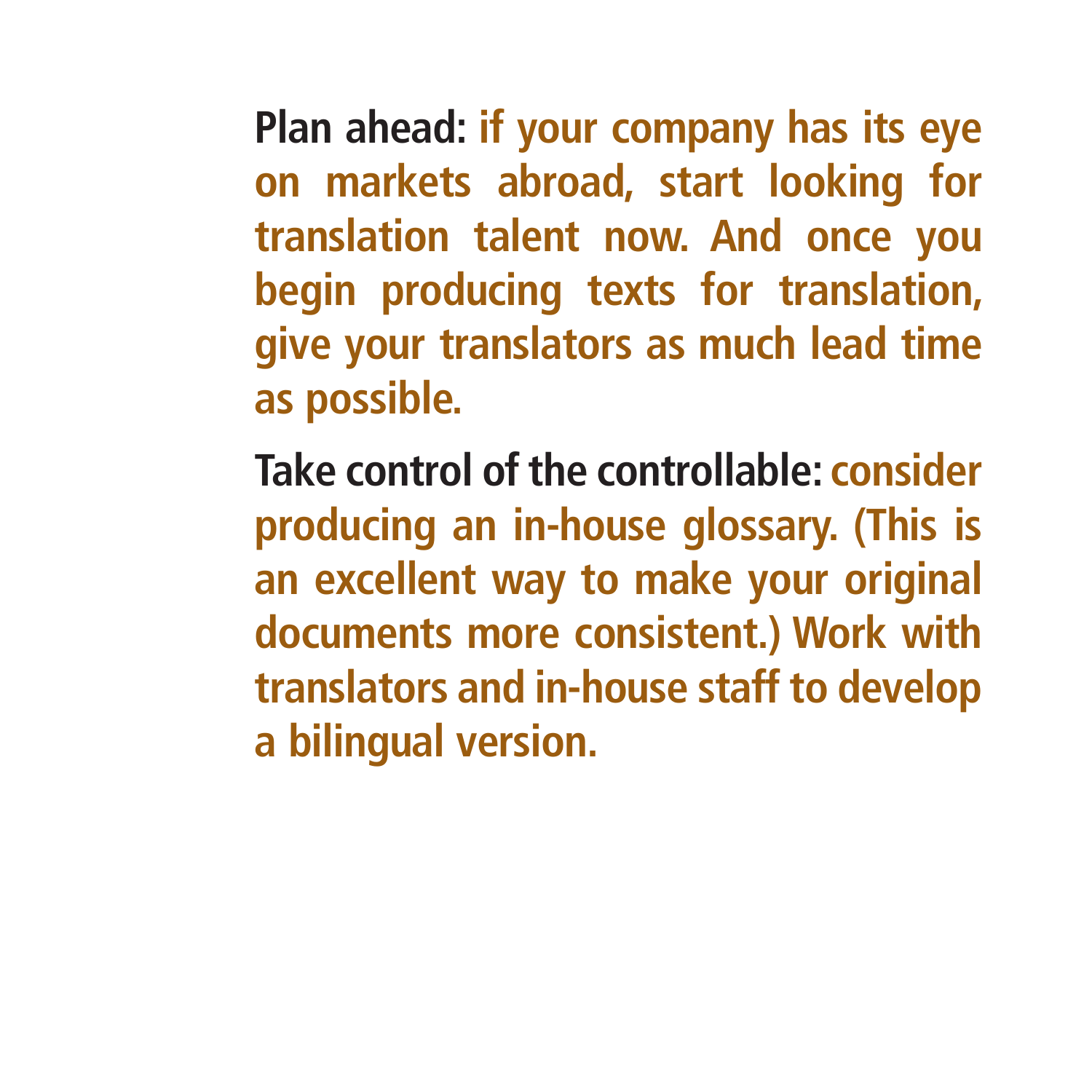**Plan ahead:** if your company has its eye on markets abroad, start looking for translation talent now. And once you begin producing texts for translation, give your translators as much lead time as possible.

**Take control of the controllable:** consider producing an in-house glossary. (This is an excellent way to make your original documents more consistent.) Work with translators and in-house staff to develop a bilingual version.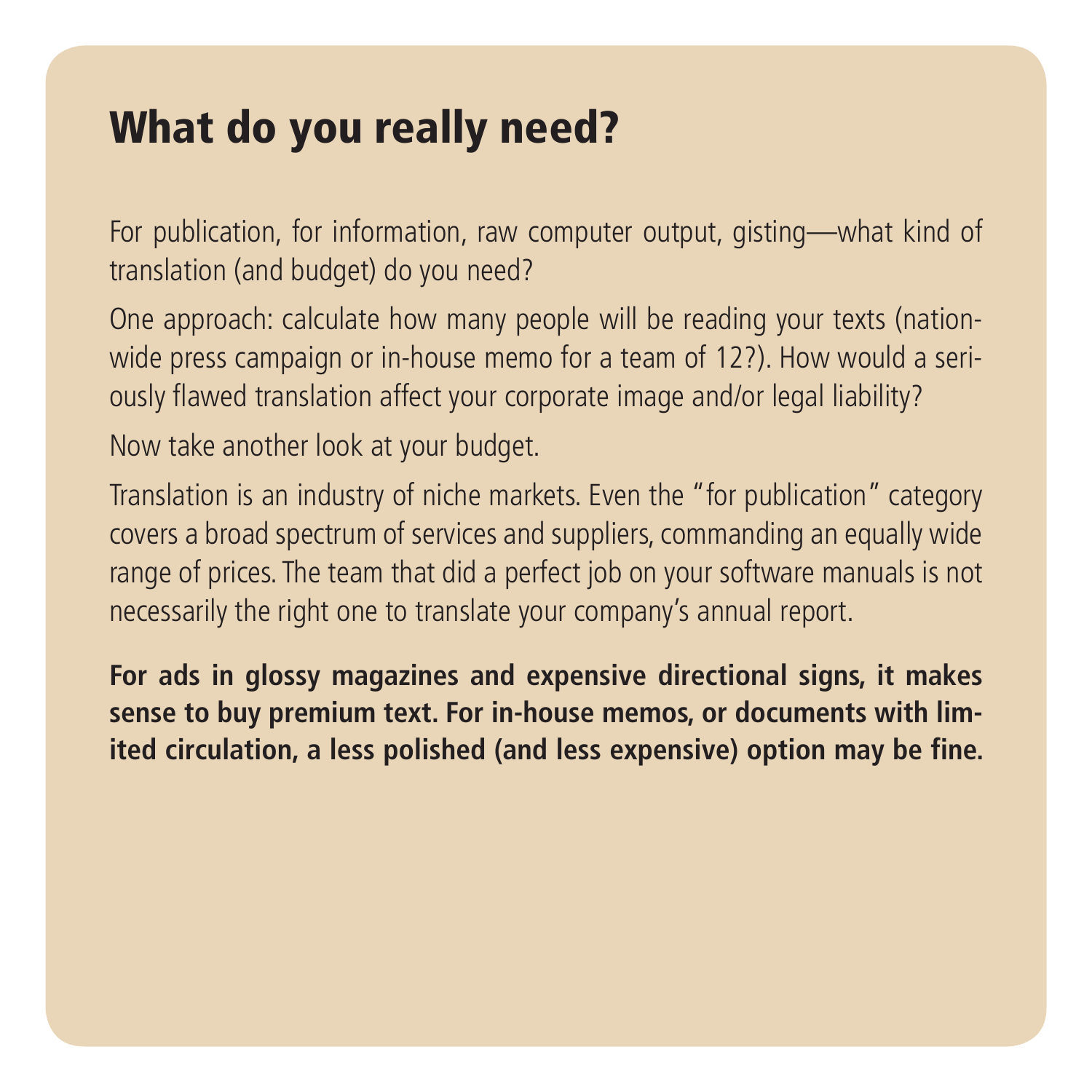# What do you really need?

For publication, for information, raw computer output, gisting—what kind of translation (and budget) do you need?

One approach: calculate how many people will be reading your texts (nationwide press campaign or in-house memo for a team of 12?). How would a seriously flawed translation affect your corporate image and/or legal liability?

Now take another look at your budget.

Translation is an industry of niche markets. Even the "for publication" category covers a broad spectrum of services and suppliers, commanding an equally wide range of prices. The team that did a perfect job on your software manuals is not necessarily the right one to translate your company's annual report.

**For ads in glossy magazines and expensive directional signs, it makes sense to buy premium text. For in-house memos, or documents with limited circulation, a less polished (and less expensive) option may be fine.**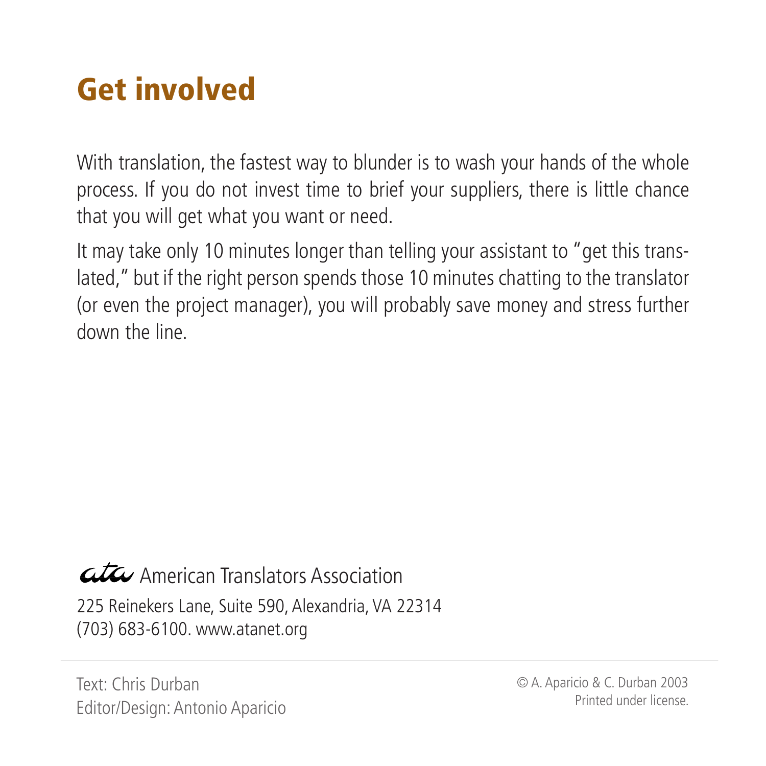# Get involved

With translation, the fastest way to blunder is to wash your hands of the whole process. If you do not invest time to brief your suppliers, there is little chance that you will get what you want or need.

It may take only 10 minutes longer than telling your assistant to "get this translated," but if the right person spends those 10 minutes chatting to the translator (or even the project manager), you will probably save money and stress further down the line.

ata American Translators Association

225 Reinekers Lane, Suite 590, Alexandria, VA 22314
(703) 683-6100. www.atanet.org

Text: Chris Durban
Editor/Design: Antonio Aparicio

© A. Aparicio & C. Durban 2003
Printed under license.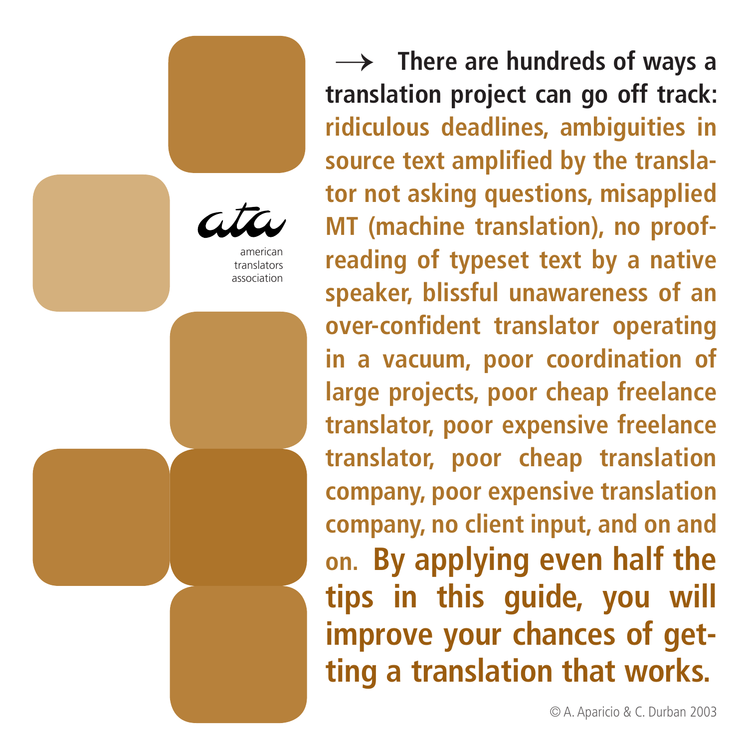ata

american translators association

→ **There are hundreds of ways a translation project can go off track:** **ridiculous deadlines, ambiguities in source text amplified by the translator not asking questions, misapplied MT (machine translation), no proofreading of typeset text by a native speaker, blissful unawareness of an over-confident translator operating in a vacuum, poor coordination of large projects, poor cheap freelance translator, poor expensive freelance translator, poor cheap translation company, poor expensive translation company, no client input, and on and on.** **By applying even half the tips in this guide, you will improve your chances of getting a translation that works.**

© A. Aparicio & C. Durban 2003